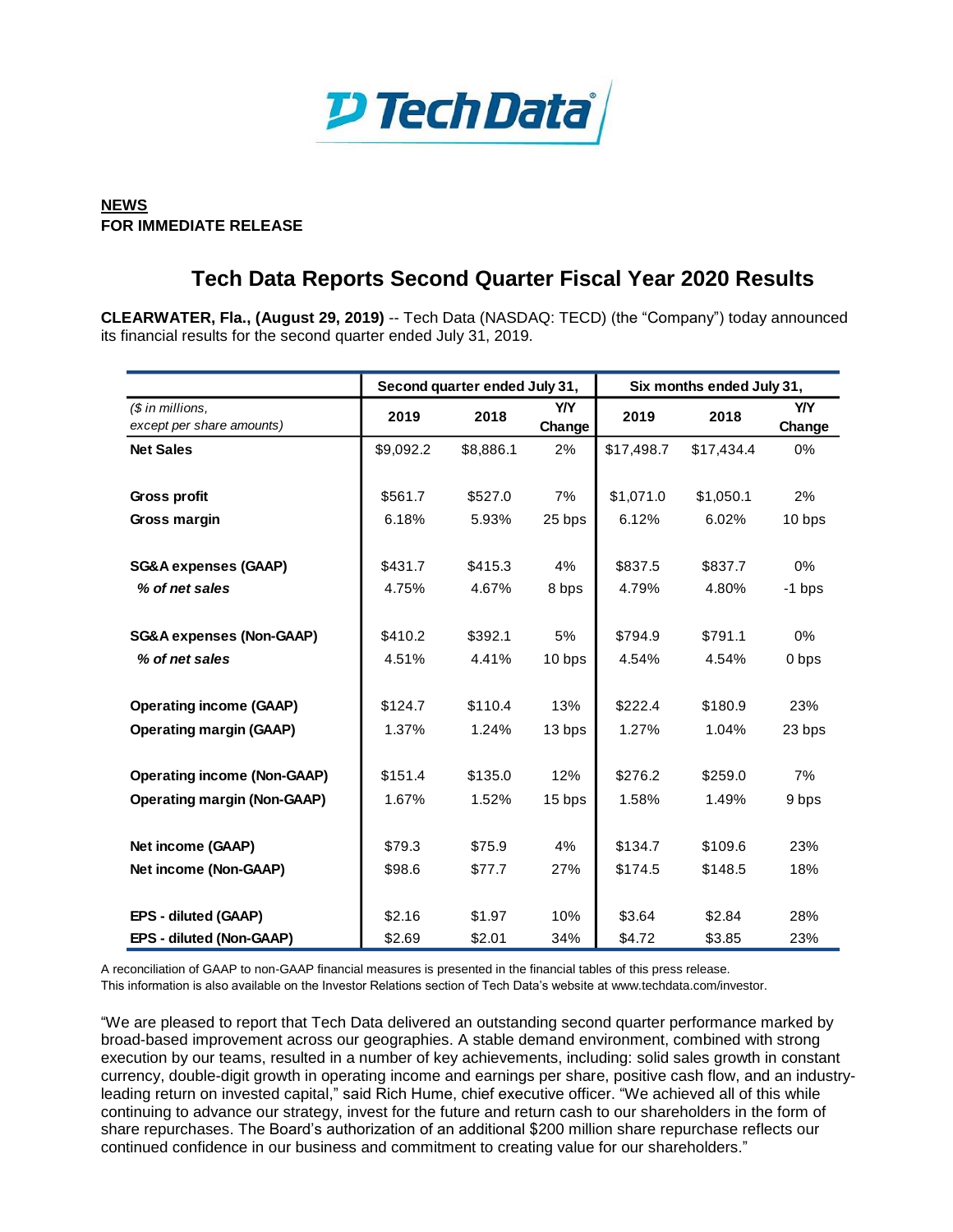**NEWS**
**FOR IMMEDIATE RELEASE**

# Tech Data Reports Second Quarter Fiscal Year 2020 Results

**CLEARWATER, Fla., (August 29, 2019)** -- Tech Data (NASDAQ: TECD) (the "Company") today announced its financial results for the second quarter ended July 31, 2019.

| | Second quarter ended July 31, | | | Six months ended July 31, | | |
|---|---|---|---|---|---|---|
| *($ in millions, except per share amounts)* | 2019 | 2018 | Y/Y Change | 2019 | 2018 | Y/Y Change |
| **Net Sales** | $9,092.2 | $8,886.1 | 2% | $17,498.7 | $17,434.4 | 0% |
| **Gross profit** | $561.7 | $527.0 | 7% | $1,071.0 | $1,050.1 | 2% |
| **Gross margin** | 6.18% | 5.93% | 25 bps | 6.12% | 6.02% | 10 bps |
| **SG&A expenses (GAAP)** | $431.7 | $415.3 | 4% | $837.5 | $837.7 | 0% |
| ***% of net sales*** | 4.75% | 4.67% | 8 bps | 4.79% | 4.80% | -1 bps |
| **SG&A expenses (Non-GAAP)** | $410.2 | $392.1 | 5% | $794.9 | $791.1 | 0% |
| ***% of net sales*** | 4.51% | 4.41% | 10 bps | 4.54% | 4.54% | 0 bps |
| **Operating income (GAAP)** | $124.7 | $110.4 | 13% | $222.4 | $180.9 | 23% |
| **Operating margin (GAAP)** | 1.37% | 1.24% | 13 bps | 1.27% | 1.04% | 23 bps |
| **Operating income (Non-GAAP)** | $151.4 | $135.0 | 12% | $276.2 | $259.0 | 7% |
| **Operating margin (Non-GAAP)** | 1.67% | 1.52% | 15 bps | 1.58% | 1.49% | 9 bps |
| **Net income (GAAP)** | $79.3 | $75.9 | 4% | $134.7 | $109.6 | 23% |
| **Net income (Non-GAAP)** | $98.6 | $77.7 | 27% | $174.5 | $148.5 | 18% |
| **EPS - diluted (GAAP)** | $2.16 | $1.97 | 10% | $3.64 | $2.84 | 28% |
| **EPS - diluted (Non-GAAP)** | $2.69 | $2.01 | 34% | $4.72 | $3.85 | 23% |

A reconciliation of GAAP to non-GAAP financial measures is presented in the financial tables of this press release.
This information is also available on the Investor Relations section of Tech Data's website at www.techdata.com/investor.

"We are pleased to report that Tech Data delivered an outstanding second quarter performance marked by broad-based improvement across our geographies. A stable demand environment, combined with strong execution by our teams, resulted in a number of key achievements, including: solid sales growth in constant currency, double-digit growth in operating income and earnings per share, positive cash flow, and an industry-leading return on invested capital," said Rich Hume, chief executive officer. "We achieved all of this while continuing to advance our strategy, invest for the future and return cash to our shareholders in the form of share repurchases. The Board's authorization of an additional $200 million share repurchase reflects our continued confidence in our business and commitment to creating value for our shareholders."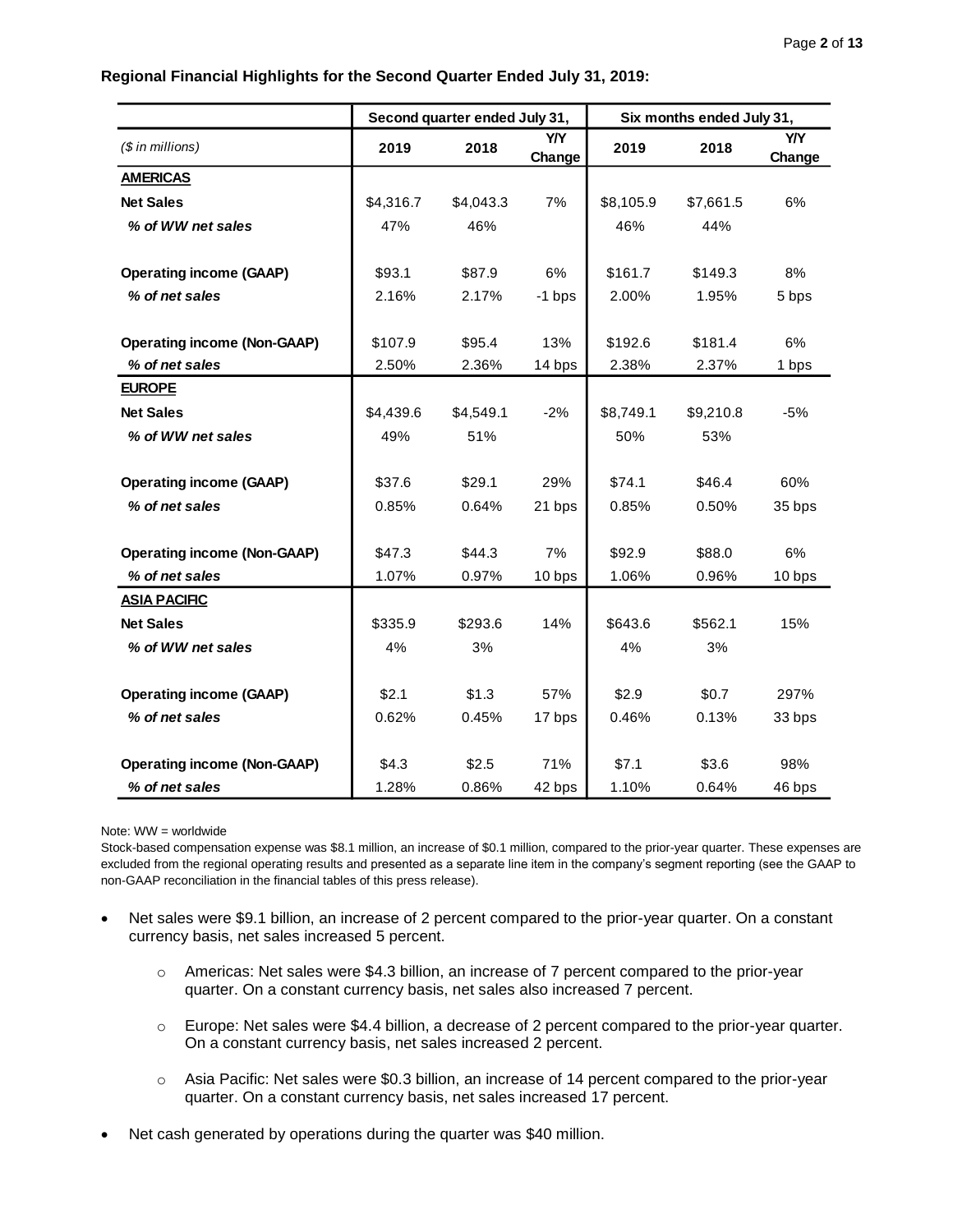**Regional Financial Highlights for the Second Quarter Ended July 31, 2019:**

| ($ in millions) | Second quarter ended July 31, 2019 | 2018 | Y/Y Change | Six months ended July 31, 2019 | 2018 | Y/Y Change |
|---|---|---|---|---|---|---|
| **AMERICAS** | | | | | | |
| **Net Sales** | $4,316.7 | $4,043.3 | 7% | $8,105.9 | $7,661.5 | 6% |
| ***% of WW net sales*** | 47% | 46% | | 46% | 44% | |
| **Operating income (GAAP)** | $93.1 | $87.9 | 6% | $161.7 | $149.3 | 8% |
| ***% of net sales*** | 2.16% | 2.17% | -1 bps | 2.00% | 1.95% | 5 bps |
| **Operating income (Non-GAAP)** | $107.9 | $95.4 | 13% | $192.6 | $181.4 | 6% |
| ***% of net sales*** | 2.50% | 2.36% | 14 bps | 2.38% | 2.37% | 1 bps |
| **EUROPE** | | | | | | |
| **Net Sales** | $4,439.6 | $4,549.1 | -2% | $8,749.1 | $9,210.8 | -5% |
| ***% of WW net sales*** | 49% | 51% | | 50% | 53% | |
| **Operating income (GAAP)** | $37.6 | $29.1 | 29% | $74.1 | $46.4 | 60% |
| ***% of net sales*** | 0.85% | 0.64% | 21 bps | 0.85% | 0.50% | 35 bps |
| **Operating income (Non-GAAP)** | $47.3 | $44.3 | 7% | $92.9 | $88.0 | 6% |
| ***% of net sales*** | 1.07% | 0.97% | 10 bps | 1.06% | 0.96% | 10 bps |
| **ASIA PACIFIC** | | | | | | |
| **Net Sales** | $335.9 | $293.6 | 14% | $643.6 | $562.1 | 15% |
| ***% of WW net sales*** | 4% | 3% | | 4% | 3% | |
| **Operating income (GAAP)** | $2.1 | $1.3 | 57% | $2.9 | $0.7 | 297% |
| ***% of net sales*** | 0.62% | 0.45% | 17 bps | 0.46% | 0.13% | 33 bps |
| **Operating income (Non-GAAP)** | $4.3 | $2.5 | 71% | $7.1 | $3.6 | 98% |
| ***% of net sales*** | 1.28% | 0.86% | 42 bps | 1.10% | 0.64% | 46 bps |

Note: WW = worldwide

Stock-based compensation expense was $8.1 million, an increase of $0.1 million, compared to the prior-year quarter. These expenses are excluded from the regional operating results and presented as a separate line item in the company's segment reporting (see the GAAP to non-GAAP reconciliation in the financial tables of this press release).

- Net sales were $9.1 billion, an increase of 2 percent compared to the prior-year quarter. On a constant currency basis, net sales increased 5 percent.
  - Americas: Net sales were $4.3 billion, an increase of 7 percent compared to the prior-year quarter. On a constant currency basis, net sales also increased 7 percent.
  - Europe: Net sales were $4.4 billion, a decrease of 2 percent compared to the prior-year quarter. On a constant currency basis, net sales increased 2 percent.
  - Asia Pacific: Net sales were $0.3 billion, an increase of 14 percent compared to the prior-year quarter. On a constant currency basis, net sales increased 17 percent.
- Net cash generated by operations during the quarter was $40 million.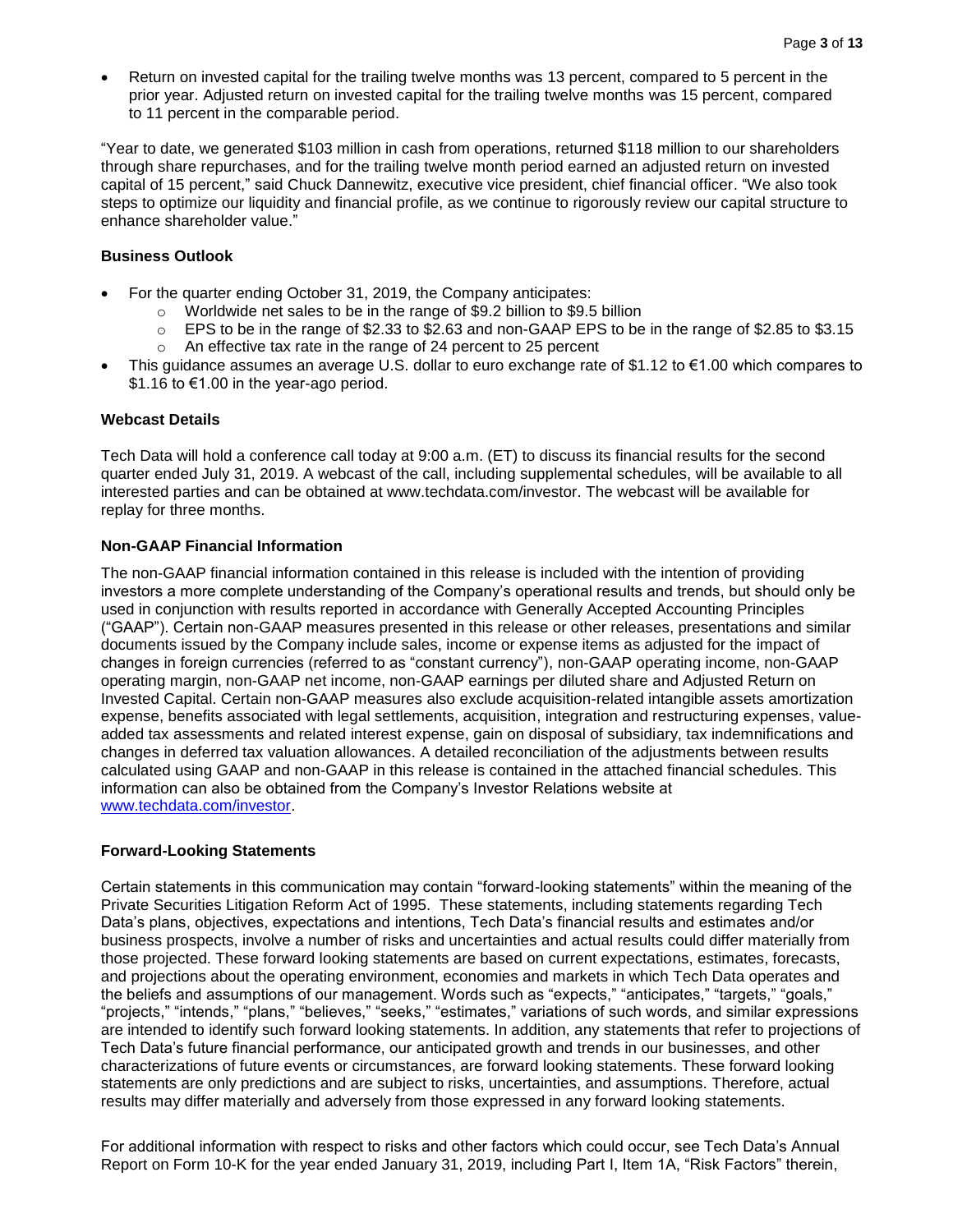- Return on invested capital for the trailing twelve months was 13 percent, compared to 5 percent in the prior year. Adjusted return on invested capital for the trailing twelve months was 15 percent, compared to 11 percent in the comparable period.

"Year to date, we generated $103 million in cash from operations, returned $118 million to our shareholders through share repurchases, and for the trailing twelve month period earned an adjusted return on invested capital of 15 percent," said Chuck Dannewitz, executive vice president, chief financial officer. "We also took steps to optimize our liquidity and financial profile, as we continue to rigorously review our capital structure to enhance shareholder value."

**Business Outlook**

- For the quarter ending October 31, 2019, the Company anticipates:
  - Worldwide net sales to be in the range of $9.2 billion to $9.5 billion
  - EPS to be in the range of $2.33 to $2.63 and non-GAAP EPS to be in the range of $2.85 to $3.15
  - An effective tax rate in the range of 24 percent to 25 percent
- This guidance assumes an average U.S. dollar to euro exchange rate of $1.12 to €1.00 which compares to $1.16 to €1.00 in the year-ago period.

**Webcast Details**

Tech Data will hold a conference call today at 9:00 a.m. (ET) to discuss its financial results for the second quarter ended July 31, 2019. A webcast of the call, including supplemental schedules, will be available to all interested parties and can be obtained at www.techdata.com/investor. The webcast will be available for replay for three months.

**Non-GAAP Financial Information**

The non-GAAP financial information contained in this release is included with the intention of providing investors a more complete understanding of the Company's operational results and trends, but should only be used in conjunction with results reported in accordance with Generally Accepted Accounting Principles ("GAAP"). Certain non-GAAP measures presented in this release or other releases, presentations and similar documents issued by the Company include sales, income or expense items as adjusted for the impact of changes in foreign currencies (referred to as "constant currency"), non-GAAP operating income, non-GAAP operating margin, non-GAAP net income, non-GAAP earnings per diluted share and Adjusted Return on Invested Capital. Certain non-GAAP measures also exclude acquisition-related intangible assets amortization expense, benefits associated with legal settlements, acquisition, integration and restructuring expenses, value-added tax assessments and related interest expense, gain on disposal of subsidiary, tax indemnifications and changes in deferred tax valuation allowances. A detailed reconciliation of the adjustments between results calculated using GAAP and non-GAAP in this release is contained in the attached financial schedules. This information can also be obtained from the Company's Investor Relations website at www.techdata.com/investor.

**Forward-Looking Statements**

Certain statements in this communication may contain "forward-looking statements" within the meaning of the Private Securities Litigation Reform Act of 1995. These statements, including statements regarding Tech Data's plans, objectives, expectations and intentions, Tech Data's financial results and estimates and/or business prospects, involve a number of risks and uncertainties and actual results could differ materially from those projected. These forward looking statements are based on current expectations, estimates, forecasts, and projections about the operating environment, economies and markets in which Tech Data operates and the beliefs and assumptions of our management. Words such as "expects," "anticipates," "targets," "goals," "projects," "intends," "plans," "believes," "seeks," "estimates," variations of such words, and similar expressions are intended to identify such forward looking statements. In addition, any statements that refer to projections of Tech Data's future financial performance, our anticipated growth and trends in our businesses, and other characterizations of future events or circumstances, are forward looking statements. These forward looking statements are only predictions and are subject to risks, uncertainties, and assumptions. Therefore, actual results may differ materially and adversely from those expressed in any forward looking statements.

For additional information with respect to risks and other factors which could occur, see Tech Data's Annual Report on Form 10-K for the year ended January 31, 2019, including Part I, Item 1A, "Risk Factors" therein,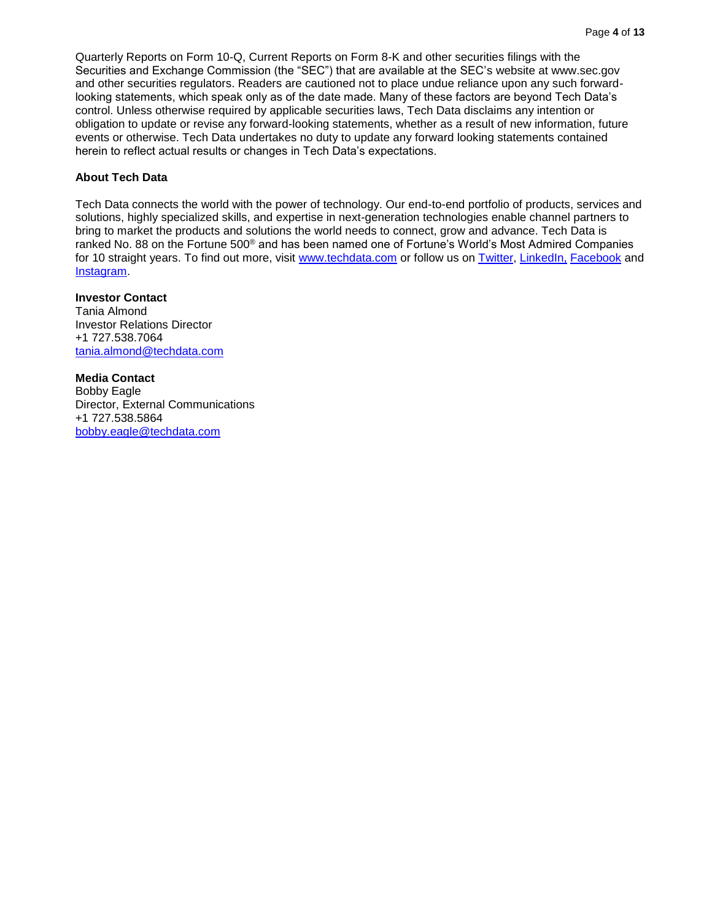Quarterly Reports on Form 10-Q, Current Reports on Form 8-K and other securities filings with the Securities and Exchange Commission (the "SEC") that are available at the SEC's website at www.sec.gov and other securities regulators. Readers are cautioned not to place undue reliance upon any such forward-looking statements, which speak only as of the date made. Many of these factors are beyond Tech Data's control. Unless otherwise required by applicable securities laws, Tech Data disclaims any intention or obligation to update or revise any forward-looking statements, whether as a result of new information, future events or otherwise. Tech Data undertakes no duty to update any forward looking statements contained herein to reflect actual results or changes in Tech Data's expectations.

**About Tech Data**

Tech Data connects the world with the power of technology. Our end-to-end portfolio of products, services and solutions, highly specialized skills, and expertise in next-generation technologies enable channel partners to bring to market the products and solutions the world needs to connect, grow and advance. Tech Data is ranked No. 88 on the Fortune 500® and has been named one of Fortune's World's Most Admired Companies for 10 straight years. To find out more, visit www.techdata.com or follow us on Twitter, LinkedIn, Facebook and Instagram.

**Investor Contact**
Tania Almond
Investor Relations Director
+1 727.538.7064
tania.almond@techdata.com

**Media Contact**
Bobby Eagle
Director, External Communications
+1 727.538.5864
bobby.eagle@techdata.com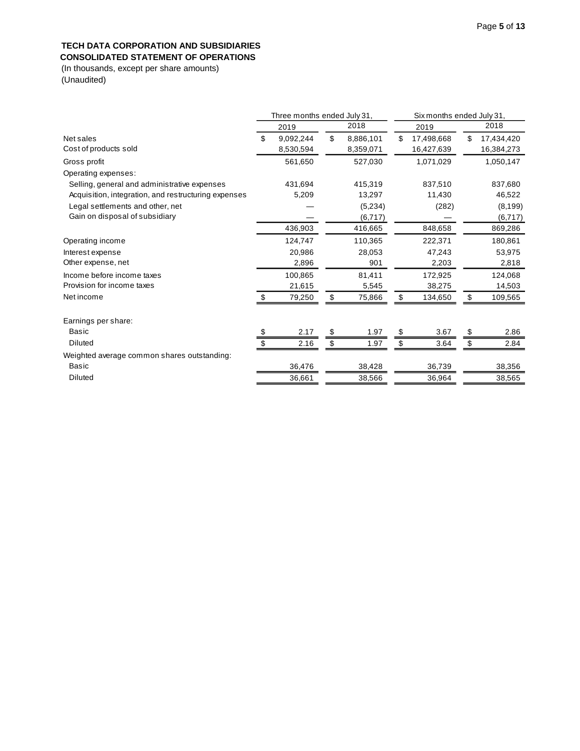**TECH DATA CORPORATION AND SUBSIDIARIES**
**CONSOLIDATED STATEMENT OF OPERATIONS**
(In thousands, except per share amounts)
(Unaudited)

| | Three months ended July 31, | | Six months ended July 31, | |
|---|---|---|---|---|
| | 2019 | 2018 | 2019 | 2018 |
| Net sales | $ 9,092,244 | $ 8,886,101 | $ 17,498,668 | $ 17,434,420 |
| Cost of products sold | 8,530,594 | 8,359,071 | 16,427,639 | 16,384,273 |
| Gross profit | 561,650 | 527,030 | 1,071,029 | 1,050,147 |
| Operating expenses: | | | | |
| Selling, general and administrative expenses | 431,694 | 415,319 | 837,510 | 837,680 |
| Acquisition, integration, and restructuring expenses | 5,209 | 13,297 | 11,430 | 46,522 |
| Legal settlements and other, net | — | (5,234) | (282) | (8,199) |
| Gain on disposal of subsidiary | — | (6,717) | — | (6,717) |
| | 436,903 | 416,665 | 848,658 | 869,286 |
| Operating income | 124,747 | 110,365 | 222,371 | 180,861 |
| Interest expense | 20,986 | 28,053 | 47,243 | 53,975 |
| Other expense, net | 2,896 | 901 | 2,203 | 2,818 |
| Income before income taxes | 100,865 | 81,411 | 172,925 | 124,068 |
| Provision for income taxes | 21,615 | 5,545 | 38,275 | 14,503 |
| Net income | $ 79,250 | $ 75,866 | $ 134,650 | $ 109,565 |
| | | | | |
| Earnings per share: | | | | |
| Basic | $ 2.17 | $ 1.97 | $ 3.67 | $ 2.86 |
| Diluted | $ 2.16 | $ 1.97 | $ 3.64 | $ 2.84 |
| Weighted average common shares outstanding: | | | | |
| Basic | 36,476 | 38,428 | 36,739 | 38,356 |
| Diluted | 36,661 | 38,566 | 36,964 | 38,565 |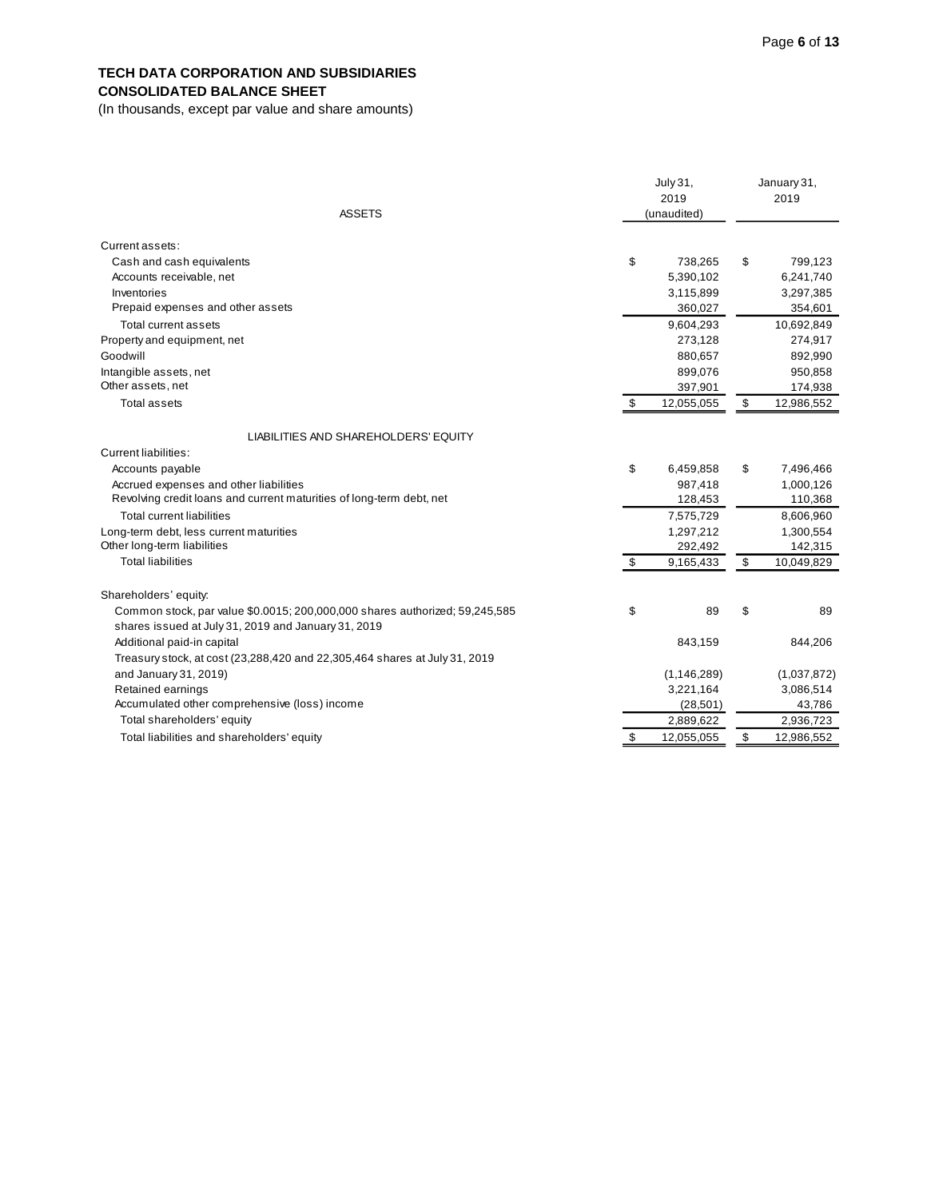**TECH DATA CORPORATION AND SUBSIDIARIES**
**CONSOLIDATED BALANCE SHEET**
(In thousands, except par value and share amounts)

| ASSETS | July 31, 2019 (unaudited) | January 31, 2019 |
|---|---|---|
| Current assets: | | |
| Cash and cash equivalents | $ 738,265 | $ 799,123 |
| Accounts receivable, net | 5,390,102 | 6,241,740 |
| Inventories | 3,115,899 | 3,297,385 |
| Prepaid expenses and other assets | 360,027 | 354,601 |
| Total current assets | 9,604,293 | 10,692,849 |
| Property and equipment, net | 273,128 | 274,917 |
| Goodwill | 880,657 | 892,990 |
| Intangible assets, net | 899,076 | 950,858 |
| Other assets, net | 397,901 | 174,938 |
| Total assets | $ 12,055,055 | $ 12,986,552 |
| LIABILITIES AND SHAREHOLDERS' EQUITY | | |
| Current liabilities: | | |
| Accounts payable | $ 6,459,858 | $ 7,496,466 |
| Accrued expenses and other liabilities | 987,418 | 1,000,126 |
| Revolving credit loans and current maturities of long-term debt, net | 128,453 | 110,368 |
| Total current liabilities | 7,575,729 | 8,606,960 |
| Long-term debt, less current maturities | 1,297,212 | 1,300,554 |
| Other long-term liabilities | 292,492 | 142,315 |
| Total liabilities | $ 9,165,433 | $ 10,049,829 |
| Shareholders' equity: | | |
| Common stock, par value $0.0015; 200,000,000 shares authorized; 59,245,585 shares issued at July 31, 2019 and January 31, 2019 | $ 89 | $ 89 |
| Additional paid-in capital | 843,159 | 844,206 |
| Treasury stock, at cost (23,288,420 and 22,305,464 shares at July 31, 2019 and January 31, 2019) | (1,146,289) | (1,037,872) |
| Retained earnings | 3,221,164 | 3,086,514 |
| Accumulated other comprehensive (loss) income | (28,501) | 43,786 |
| Total shareholders' equity | 2,889,622 | 2,936,723 |
| Total liabilities and shareholders' equity | $ 12,055,055 | $ 12,986,552 |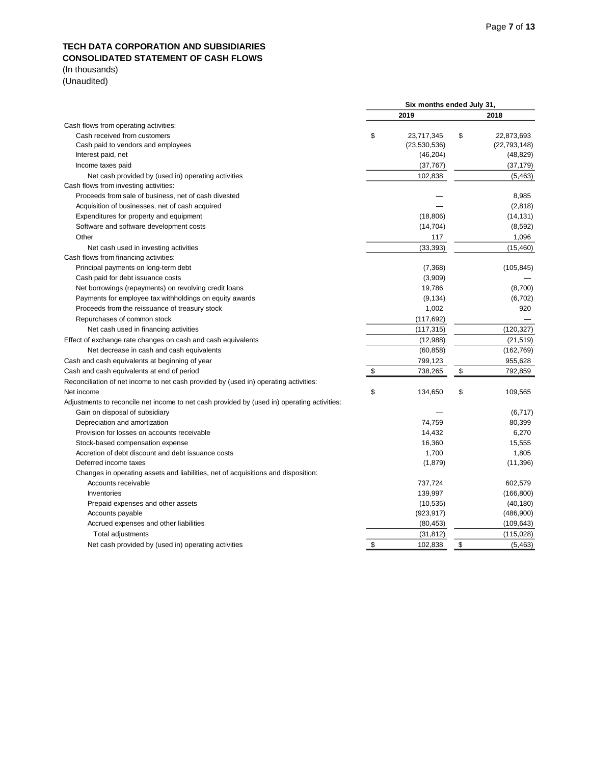**TECH DATA CORPORATION AND SUBSIDIARIES**
**CONSOLIDATED STATEMENT OF CASH FLOWS**
(In thousands)
(Unaudited)

| | Six months ended July 31, | |
|---|---|---|
| | 2019 | 2018 |
| Cash flows from operating activities: | | |
| Cash received from customers | $ 23,717,345 | $ 22,873,693 |
| Cash paid to vendors and employees | (23,530,536) | (22,793,148) |
| Interest paid, net | (46,204) | (48,829) |
| Income taxes paid | (37,767) | (37,179) |
| Net cash provided by (used in) operating activities | 102,838 | (5,463) |
| Cash flows from investing activities: | | |
| Proceeds from sale of business, net of cash divested | — | 8,985 |
| Acquisition of businesses, net of cash acquired | — | (2,818) |
| Expenditures for property and equipment | (18,806) | (14,131) |
| Software and software development costs | (14,704) | (8,592) |
| Other | 117 | 1,096 |
| Net cash used in investing activities | (33,393) | (15,460) |
| Cash flows from financing activities: | | |
| Principal payments on long-term debt | (7,368) | (105,845) |
| Cash paid for debt issuance costs | (3,909) | — |
| Net borrowings (repayments) on revolving credit loans | 19,786 | (8,700) |
| Payments for employee tax withholdings on equity awards | (9,134) | (6,702) |
| Proceeds from the reissuance of treasury stock | 1,002 | 920 |
| Repurchases of common stock | (117,692) | — |
| Net cash used in financing activities | (117,315) | (120,327) |
| Effect of exchange rate changes on cash and cash equivalents | (12,988) | (21,519) |
| Net decrease in cash and cash equivalents | (60,858) | (162,769) |
| Cash and cash equivalents at beginning of year | 799,123 | 955,628 |
| Cash and cash equivalents at end of period | $ 738,265 | $ 792,859 |
| Reconciliation of net income to net cash provided by (used in) operating activities: | | |
| Net income | $ 134,650 | $ 109,565 |
| Adjustments to reconcile net income to net cash provided by (used in) operating activities: | | |
| Gain on disposal of subsidiary | — | (6,717) |
| Depreciation and amortization | 74,759 | 80,399 |
| Provision for losses on accounts receivable | 14,432 | 6,270 |
| Stock-based compensation expense | 16,360 | 15,555 |
| Accretion of debt discount and debt issuance costs | 1,700 | 1,805 |
| Deferred income taxes | (1,879) | (11,396) |
| Changes in operating assets and liabilities, net of acquisitions and disposition: | | |
| Accounts receivable | 737,724 | 602,579 |
| Inventories | 139,997 | (166,800) |
| Prepaid expenses and other assets | (10,535) | (40,180) |
| Accounts payable | (923,917) | (486,900) |
| Accrued expenses and other liabilities | (80,453) | (109,643) |
| Total adjustments | (31,812) | (115,028) |
| Net cash provided by (used in) operating activities | $ 102,838 | $ (5,463) |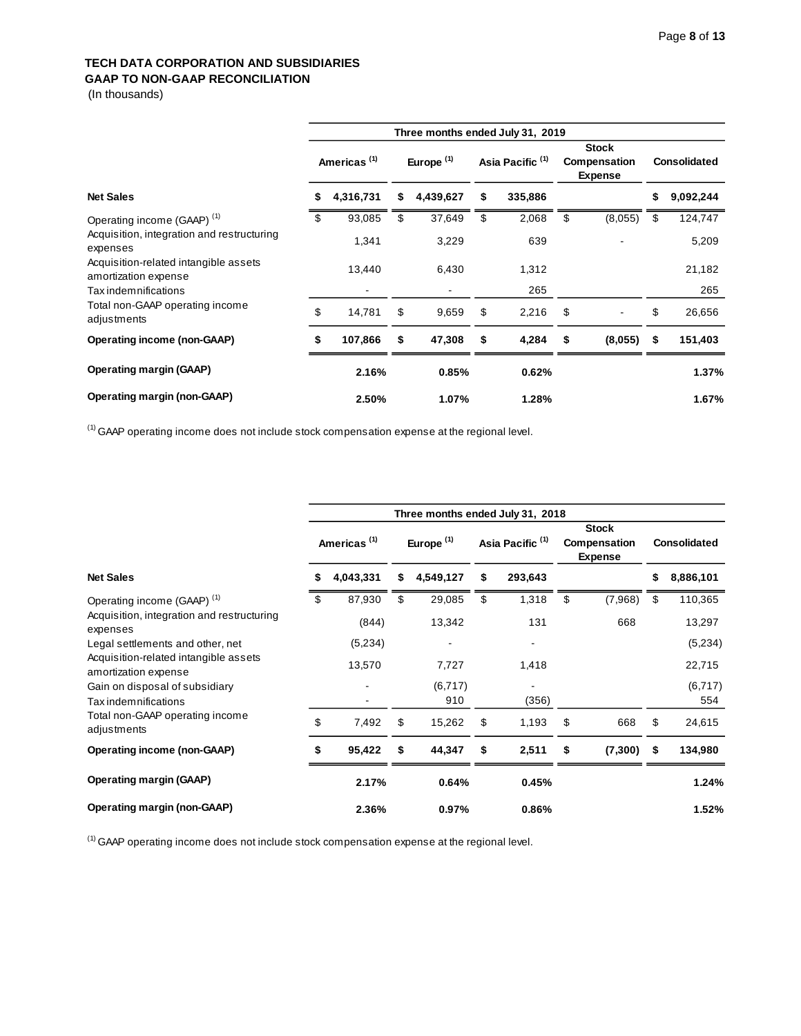**TECH DATA CORPORATION AND SUBSIDIARIES**
**GAAP TO NON-GAAP RECONCILIATION**
(In thousands)

| | Three months ended July 31, 2019 | | | | |
|---|---|---|---|---|---|
| | Americas (1) | Europe (1) | Asia Pacific (1) | Stock Compensation Expense | Consolidated |
| **Net Sales** | **$ 4,316,731** | **$ 4,439,627** | **$ 335,886** | | **$ 9,092,244** |
| Operating income (GAAP) (1) | $ 93,085 | $ 37,649 | $ 2,068 | $ (8,055) | $ 124,747 |
| Acquisition, integration and restructuring expenses | 1,341 | 3,229 | 639 | - | 5,209 |
| Acquisition-related intangible assets amortization expense | 13,440 | 6,430 | 1,312 | | 21,182 |
| Tax indemnifications | - | - | 265 | | 265 |
| Total non-GAAP operating income adjustments | $ 14,781 | $ 9,659 | $ 2,216 | $ - | $ 26,656 |
| **Operating income (non-GAAP)** | **$ 107,866** | **$ 47,308** | **$ 4,284** | **$ (8,055)** | **$ 151,403** |
| **Operating margin (GAAP)** | **2.16%** | **0.85%** | **0.62%** | | **1.37%** |
| **Operating margin (non-GAAP)** | **2.50%** | **1.07%** | **1.28%** | | **1.67%** |

(1) GAAP operating income does not include stock compensation expense at the regional level.

| | Three months ended July 31, 2018 | | | | |
|---|---|---|---|---|---|
| | Americas (1) | Europe (1) | Asia Pacific (1) | Stock Compensation Expense | Consolidated |
| **Net Sales** | **$ 4,043,331** | **$ 4,549,127** | **$ 293,643** | | **$ 8,886,101** |
| Operating income (GAAP) (1) | $ 87,930 | $ 29,085 | $ 1,318 | $ (7,968) | $ 110,365 |
| Acquisition, integration and restructuring expenses | (844) | 13,342 | 131 | 668 | 13,297 |
| Legal settlements and other, net | (5,234) | - | - | | (5,234) |
| Acquisition-related intangible assets amortization expense | 13,570 | 7,727 | 1,418 | | 22,715 |
| Gain on disposal of subsidiary | - | (6,717) | - | | (6,717) |
| Tax indemnifications | - | 910 | (356) | | 554 |
| Total non-GAAP operating income adjustments | $ 7,492 | $ 15,262 | $ 1,193 | $ 668 | $ 24,615 |
| **Operating income (non-GAAP)** | **$ 95,422** | **$ 44,347** | **$ 2,511** | **$ (7,300)** | **$ 134,980** |
| **Operating margin (GAAP)** | **2.17%** | **0.64%** | **0.45%** | | **1.24%** |
| **Operating margin (non-GAAP)** | **2.36%** | **0.97%** | **0.86%** | | **1.52%** |

(1) GAAP operating income does not include stock compensation expense at the regional level.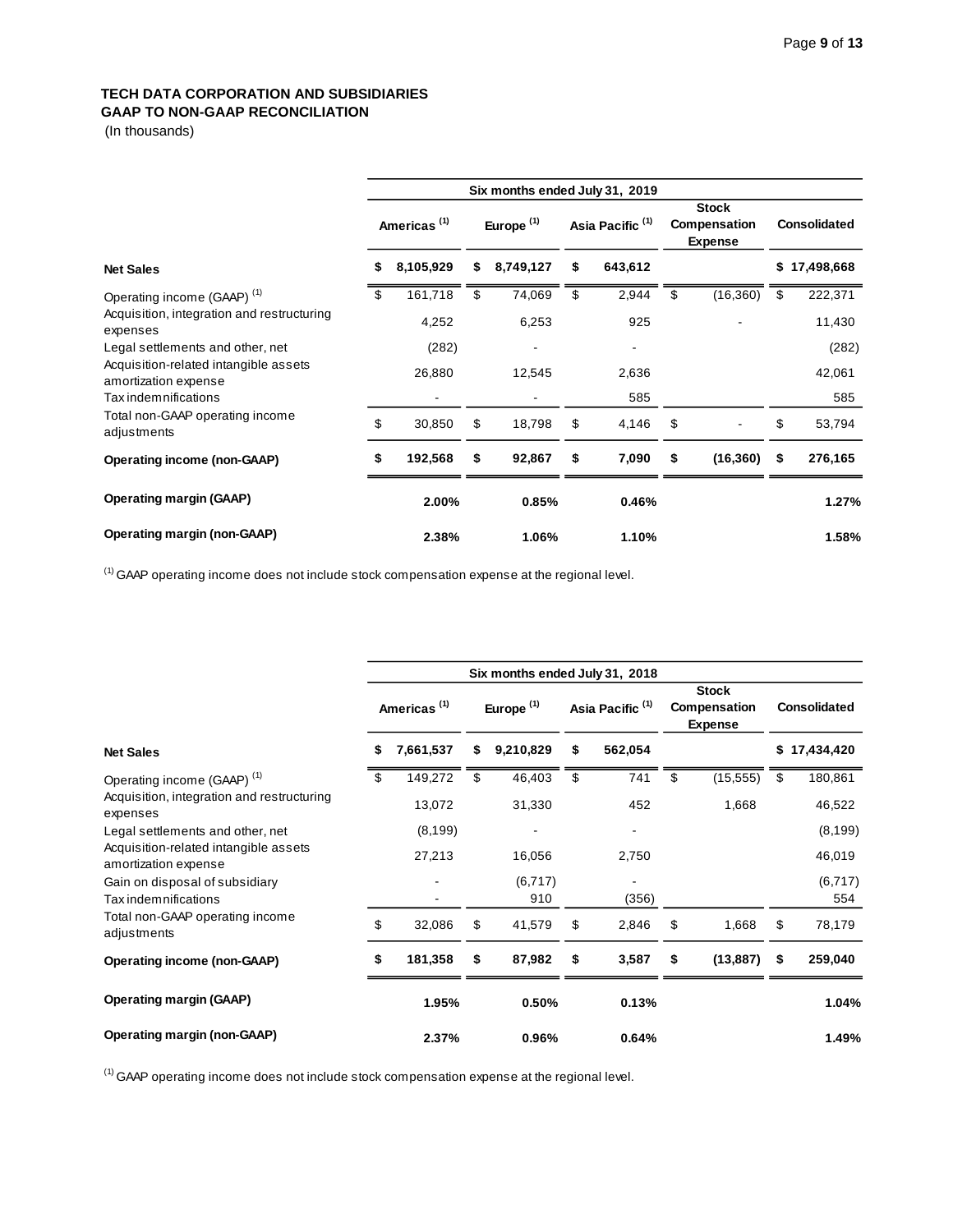**TECH DATA CORPORATION AND SUBSIDIARIES**
**GAAP TO NON-GAAP RECONCILIATION**
(In thousands)

| | Six months ended July 31, 2019 | | | | |
|---|---|---|---|---|---|
| | Americas [(1)] | Europe [(1)] | Asia Pacific [(1)] | Stock Compensation Expense | Consolidated |
| **Net Sales** | **$ 8,105,929** | **$ 8,749,127** | **$ 643,612** | | **$ 17,498,668** |
| Operating income (GAAP) [(1)] | $ 161,718 | $ 74,069 | $ 2,944 | $ (16,360) | $ 222,371 |
| Acquisition, integration and restructuring expenses | 4,252 | 6,253 | 925 | - | 11,430 |
| Legal settlements and other, net | (282) | - | - | | (282) |
| Acquisition-related intangible assets amortization expense | 26,880 | 12,545 | 2,636 | | 42,061 |
| Tax indemnifications | - | - | 585 | | 585 |
| Total non-GAAP operating income adjustments | $ 30,850 | $ 18,798 | $ 4,146 | $ - | $ 53,794 |
| **Operating income (non-GAAP)** | **$ 192,568** | **$ 92,867** | **$ 7,090** | **$ (16,360)** | **$ 276,165** |
| **Operating margin (GAAP)** | **2.00%** | **0.85%** | **0.46%** | | **1.27%** |
| **Operating margin (non-GAAP)** | **2.38%** | **1.06%** | **1.10%** | | **1.58%** |

[(1)] GAAP operating income does not include stock compensation expense at the regional level.

| | Six months ended July 31, 2018 | | | | |
|---|---|---|---|---|---|
| | Americas [(1)] | Europe [(1)] | Asia Pacific [(1)] | Stock Compensation Expense | Consolidated |
| **Net Sales** | **$ 7,661,537** | **$ 9,210,829** | **$ 562,054** | | **$ 17,434,420** |
| Operating income (GAAP) [(1)] | $ 149,272 | $ 46,403 | $ 741 | $ (15,555) | $ 180,861 |
| Acquisition, integration and restructuring expenses | 13,072 | 31,330 | 452 | 1,668 | 46,522 |
| Legal settlements and other, net | (8,199) | - | - | | (8,199) |
| Acquisition-related intangible assets amortization expense | 27,213 | 16,056 | 2,750 | | 46,019 |
| Gain on disposal of subsidiary | - | (6,717) | - | | (6,717) |
| Tax indemnifications | - | 910 | (356) | | 554 |
| Total non-GAAP operating income adjustments | $ 32,086 | $ 41,579 | $ 2,846 | $ 1,668 | $ 78,179 |
| **Operating income (non-GAAP)** | **$ 181,358** | **$ 87,982** | **$ 3,587** | **$ (13,887)** | **$ 259,040** |
| **Operating margin (GAAP)** | **1.95%** | **0.50%** | **0.13%** | | **1.04%** |
| **Operating margin (non-GAAP)** | **2.37%** | **0.96%** | **0.64%** | | **1.49%** |

[(1)] GAAP operating income does not include stock compensation expense at the regional level.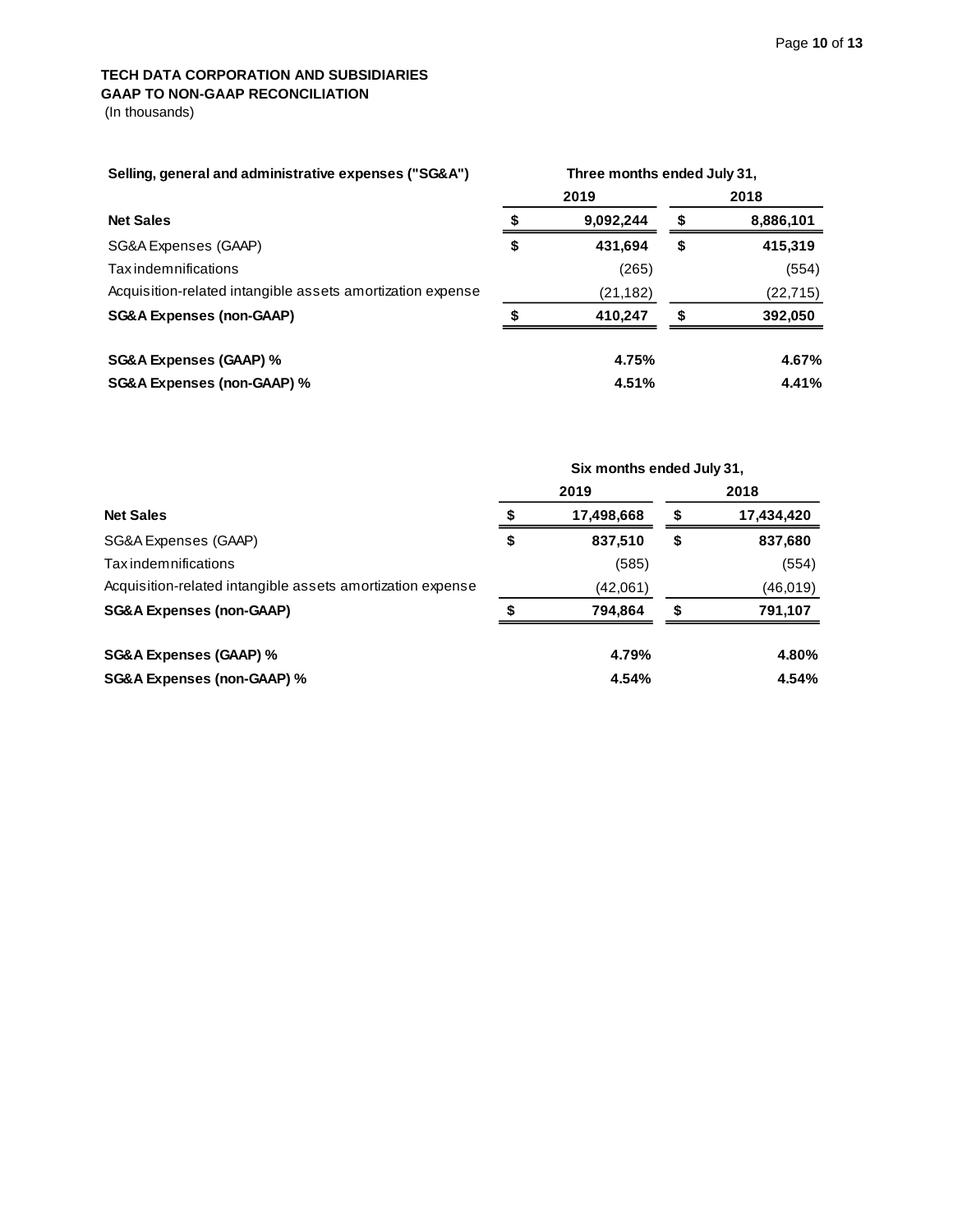**TECH DATA CORPORATION AND SUBSIDIARIES**
**GAAP TO NON-GAAP RECONCILIATION**
(In thousands)

| Selling, general and administrative expenses ("SG&A") | Three months ended July 31, | |
|---|---|---|
| | 2019 | 2018 |
| **Net Sales** | **$ 9,092,244** | **$ 8,886,101** |
| SG&A Expenses (GAAP) | **$ 431,694** | **$ 415,319** |
| Tax indemnifications | (265) | (554) |
| Acquisition-related intangible assets amortization expense | (21,182) | (22,715) |
| **SG&A Expenses (non-GAAP)** | **$ 410,247** | **$ 392,050** |
| | | |
| **SG&A Expenses (GAAP) %** | **4.75%** | **4.67%** |
| **SG&A Expenses (non-GAAP) %** | **4.51%** | **4.41%** |

| | Six months ended July 31, | |
|---|---|---|
| | 2019 | 2018 |
| **Net Sales** | **$ 17,498,668** | **$ 17,434,420** |
| SG&A Expenses (GAAP) | **$ 837,510** | **$ 837,680** |
| Tax indemnifications | (585) | (554) |
| Acquisition-related intangible assets amortization expense | (42,061) | (46,019) |
| **SG&A Expenses (non-GAAP)** | **$ 794,864** | **$ 791,107** |
| | | |
| **SG&A Expenses (GAAP) %** | **4.79%** | **4.80%** |
| **SG&A Expenses (non-GAAP) %** | **4.54%** | **4.54%** |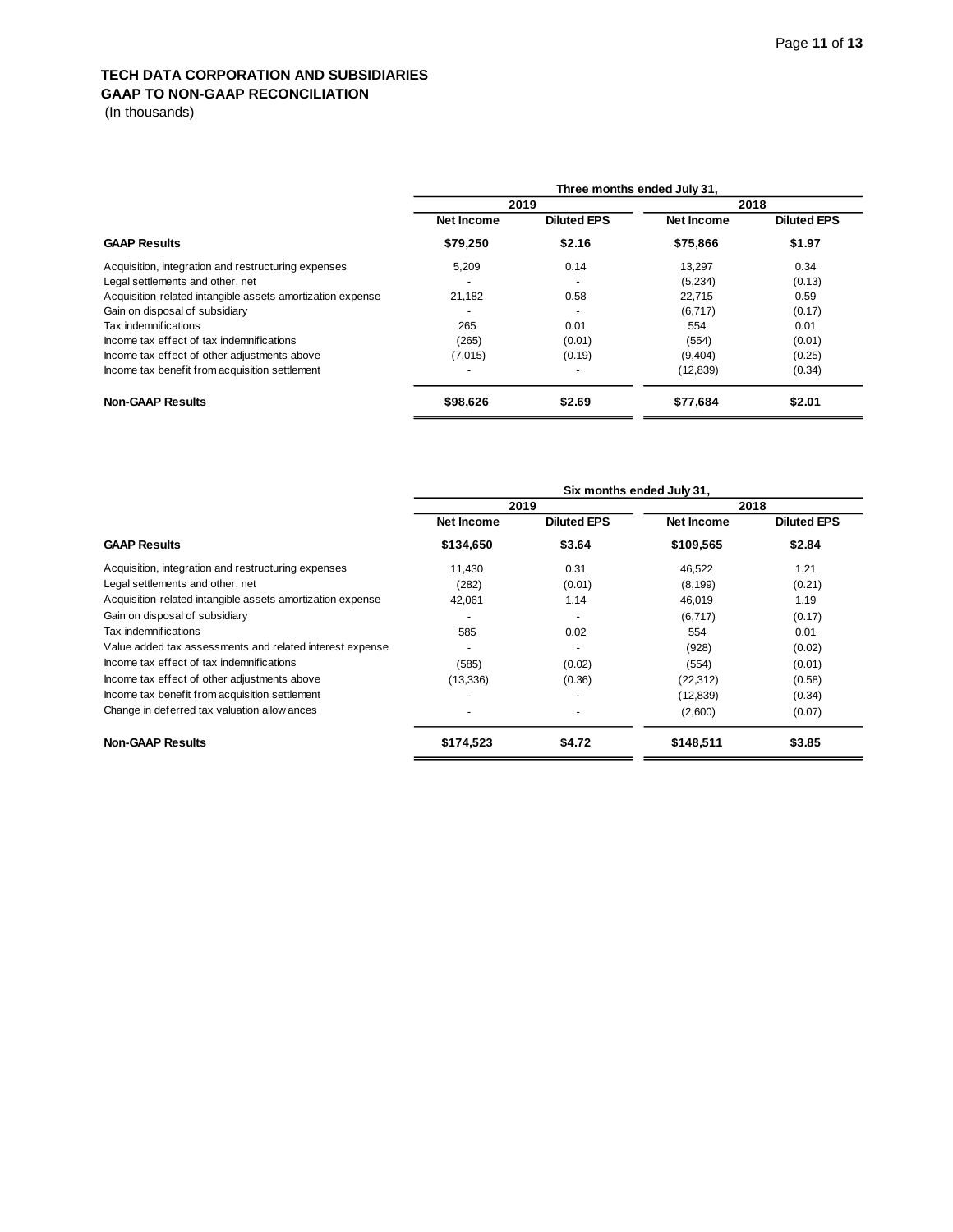**TECH DATA CORPORATION AND SUBSIDIARIES**
**GAAP TO NON-GAAP RECONCILIATION**
(In thousands)

| | Three months ended July 31, | | | |
|---|---|---|---|---|
| | 2019 | | 2018 | |
| | Net Income | Diluted EPS | Net Income | Diluted EPS |
| **GAAP Results** | **$79,250** | **$2.16** | **$75,866** | **$1.97** |
| Acquisition, integration and restructuring expenses | 5,209 | 0.14 | 13,297 | 0.34 |
| Legal settlements and other, net | - | - | (5,234) | (0.13) |
| Acquisition-related intangible assets amortization expense | 21,182 | 0.58 | 22,715 | 0.59 |
| Gain on disposal of subsidiary | - | - | (6,717) | (0.17) |
| Tax indemnifications | 265 | 0.01 | 554 | 0.01 |
| Income tax effect of tax indemnifications | (265) | (0.01) | (554) | (0.01) |
| Income tax effect of other adjustments above | (7,015) | (0.19) | (9,404) | (0.25) |
| Income tax benefit from acquisition settlement | - | - | (12,839) | (0.34) |
| **Non-GAAP Results** | **$98,626** | **$2.69** | **$77,684** | **$2.01** |

| | Six months ended July 31, | | | |
|---|---|---|---|---|
| | 2019 | | 2018 | |
| | Net Income | Diluted EPS | Net Income | Diluted EPS |
| **GAAP Results** | **$134,650** | **$3.64** | **$109,565** | **$2.84** |
| Acquisition, integration and restructuring expenses | 11,430 | 0.31 | 46,522 | 1.21 |
| Legal settlements and other, net | (282) | (0.01) | (8,199) | (0.21) |
| Acquisition-related intangible assets amortization expense | 42,061 | 1.14 | 46,019 | 1.19 |
| Gain on disposal of subsidiary | - | - | (6,717) | (0.17) |
| Tax indemnifications | 585 | 0.02 | 554 | 0.01 |
| Value added tax assessments and related interest expense | - | - | (928) | (0.02) |
| Income tax effect of tax indemnifications | (585) | (0.02) | (554) | (0.01) |
| Income tax effect of other adjustments above | (13,336) | (0.36) | (22,312) | (0.58) |
| Income tax benefit from acquisition settlement | - | - | (12,839) | (0.34) |
| Change in deferred tax valuation allowances | - | - | (2,600) | (0.07) |
| **Non-GAAP Results** | **$174,523** | **$4.72** | **$148,511** | **$3.85** |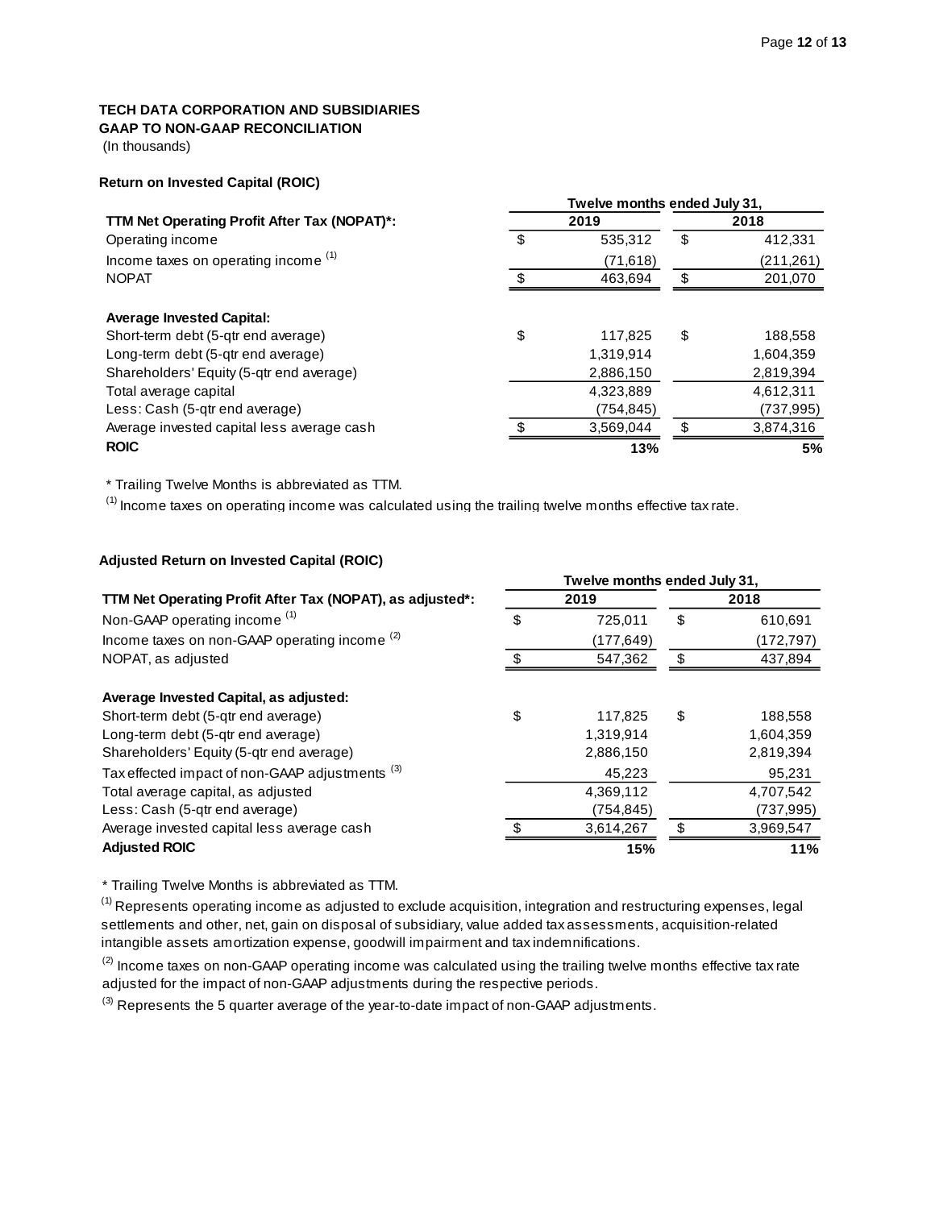**TECH DATA CORPORATION AND SUBSIDIARIES**
**GAAP TO NON-GAAP RECONCILIATION**
(In thousands)

**Return on Invested Capital (ROIC)**

| | Twelve months ended July 31, | |
|---|---|---|
| **TTM Net Operating Profit After Tax (NOPAT)*:** | **2019** | **2018** |
| Operating income | $ 535,312 | $ 412,331 |
| Income taxes on operating income [(1)] | (71,618) | (211,261) |
| NOPAT | $ 463,694 | $ 201,070 |
| | | |
| **Average Invested Capital:** | | |
| Short-term debt (5-qtr end average) | $ 117,825 | $ 188,558 |
| Long-term debt (5-qtr end average) | 1,319,914 | 1,604,359 |
| Shareholders' Equity (5-qtr end average) | 2,886,150 | 2,819,394 |
| Total average capital | 4,323,889 | 4,612,311 |
| Less: Cash (5-qtr end average) | (754,845) | (737,995) |
| Average invested capital less average cash | $ 3,569,044 | $ 3,874,316 |
| **ROIC** | **13%** | **5%** |

* Trailing Twelve Months is abbreviated as TTM.

[(1)] Income taxes on operating income was calculated using the trailing twelve months effective tax rate.

**Adjusted Return on Invested Capital (ROIC)**

| | Twelve months ended July 31, | |
|---|---|---|
| **TTM Net Operating Profit After Tax (NOPAT), as adjusted*:** | **2019** | **2018** |
| Non-GAAP operating income [(1)] | $ 725,011 | $ 610,691 |
| Income taxes on non-GAAP operating income [(2)] | (177,649) | (172,797) |
| NOPAT, as adjusted | $ 547,362 | $ 437,894 |
| | | |
| **Average Invested Capital, as adjusted:** | | |
| Short-term debt (5-qtr end average) | $ 117,825 | $ 188,558 |
| Long-term debt (5-qtr end average) | 1,319,914 | 1,604,359 |
| Shareholders' Equity (5-qtr end average) | 2,886,150 | 2,819,394 |
| Tax effected impact of non-GAAP adjustments [(3)] | 45,223 | 95,231 |
| Total average capital, as adjusted | 4,369,112 | 4,707,542 |
| Less: Cash (5-qtr end average) | (754,845) | (737,995) |
| Average invested capital less average cash | $ 3,614,267 | $ 3,969,547 |
| **Adjusted ROIC** | **15%** | **11%** |

* Trailing Twelve Months is abbreviated as TTM.

[(1)] Represents operating income as adjusted to exclude acquisition, integration and restructuring expenses, legal settlements and other, net, gain on disposal of subsidiary, value added tax assessments, acquisition-related intangible assets amortization expense, goodwill impairment and tax indemnifications.

[(2)] Income taxes on non-GAAP operating income was calculated using the trailing twelve months effective tax rate adjusted for the impact of non-GAAP adjustments during the respective periods.

[(3)] Represents the 5 quarter average of the year-to-date impact of non-GAAP adjustments.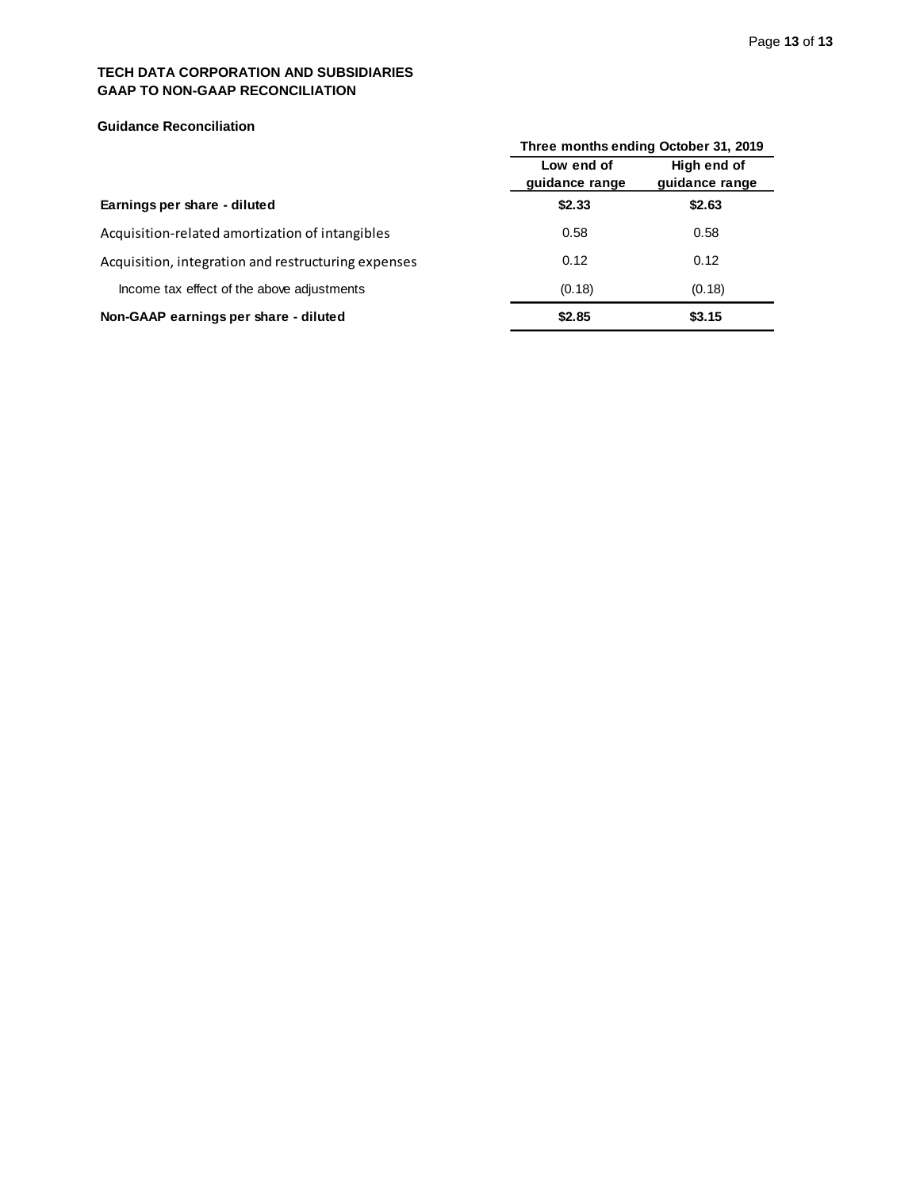**TECH DATA CORPORATION AND SUBSIDIARIES**
**GAAP TO NON-GAAP RECONCILIATION**

**Guidance Reconciliation**

| | Three months ending October 31, 2019 | |
|---|---|---|
| | Low end of guidance range | High end of guidance range |
| **Earnings per share - diluted** | **$2.33** | **$2.63** |
| Acquisition-related amortization of intangibles | 0.58 | 0.58 |
| Acquisition, integration and restructuring expenses | 0.12 | 0.12 |
| Income tax effect of the above adjustments | (0.18) | (0.18) |
| **Non-GAAP earnings per share - diluted** | **$2.85** | **$3.15** |